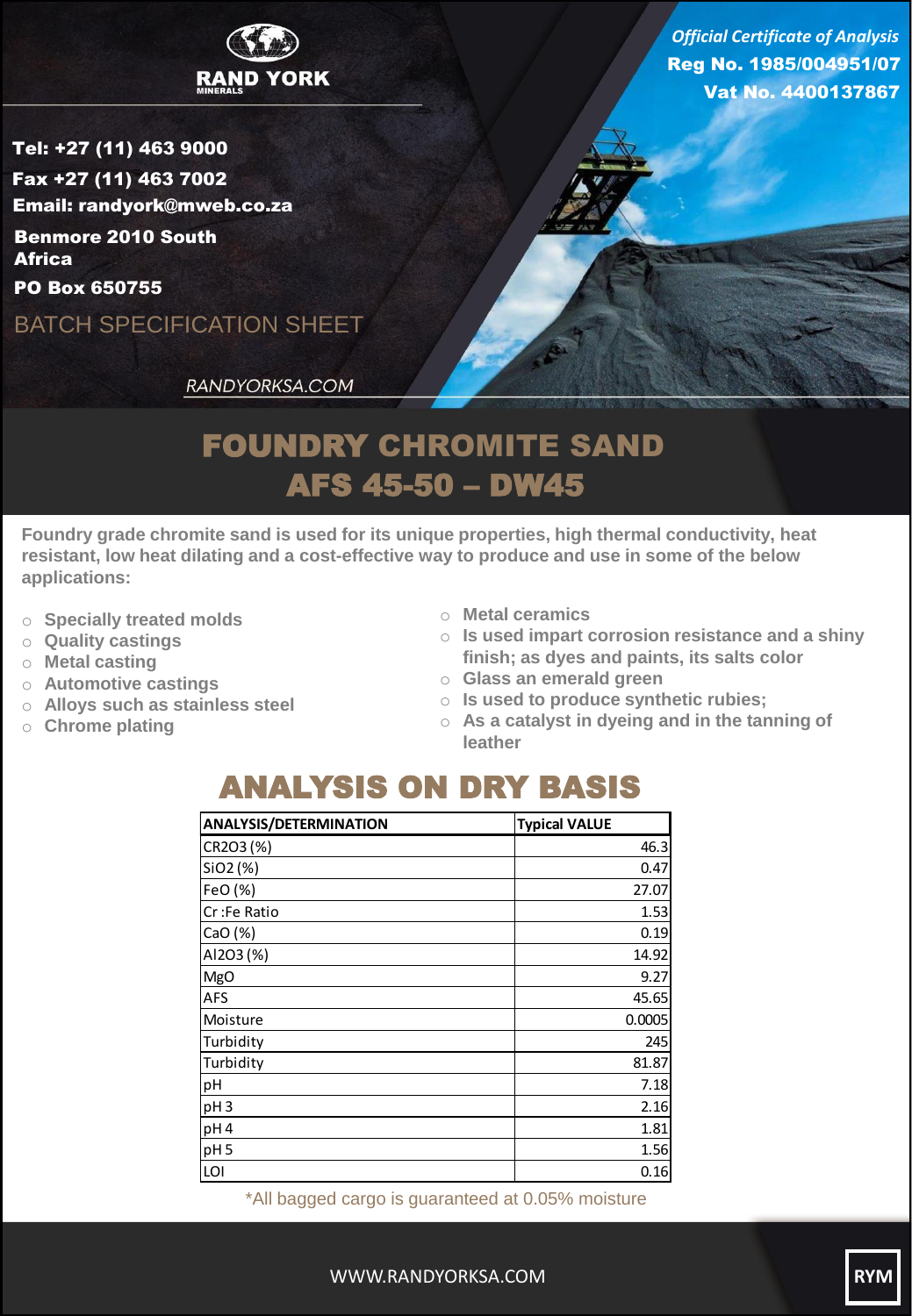RAND YORK
MINERALS

*Official Certificate of Analysis*
**Reg No. 1985/004951/07**
**Vat No. 4400137867**

**Tel: +27 (11) 463 9000**
**Fax +27 (11) 463 7002**
**Email: randyork@mweb.co.za**
**Benmore 2010 South Africa**
**PO Box 650755**

BATCH SPECIFICATION SHEET

RANDYORKSA.COM

# FOUNDRY CHROMITE SAND AFS 45-50 – DW45

**Foundry grade chromite sand is used for its unique properties, high thermal conductivity, heat resistant, low heat dilating and a cost-effective way to produce and use in some of the below applications:**

- Specially treated molds
- Quality castings
- Metal casting
- Automotive castings
- Alloys such as stainless steel
- Chrome plating
- Metal ceramics
- Is used impart corrosion resistance and a shiny finish; as dyes and paints, its salts color
- Glass an emerald green
- Is used to produce synthetic rubies;
- As a catalyst in dyeing and in the tanning of leather

## ANALYSIS ON DRY BASIS

| ANALYSIS/DETERMINATION | Typical VALUE |
|---|---|
| CR2O3 (%) | 46.3 |
| SiO2 (%) | 0.47 |
| FeO (%) | 27.07 |
| Cr :Fe Ratio | 1.53 |
| CaO (%) | 0.19 |
| Al2O3 (%) | 14.92 |
| MgO | 9.27 |
| AFS | 45.65 |
| Moisture | 0.0005 |
| Turbidity | 245 |
| Turbidity | 81.87 |
| pH | 7.18 |
| pH 3 | 2.16 |
| pH 4 | 1.81 |
| pH 5 | 1.56 |
| LOI | 0.16 |

*All bagged cargo is guaranteed at 0.05% moisture

WWW.RANDYORKSA.COM

RYM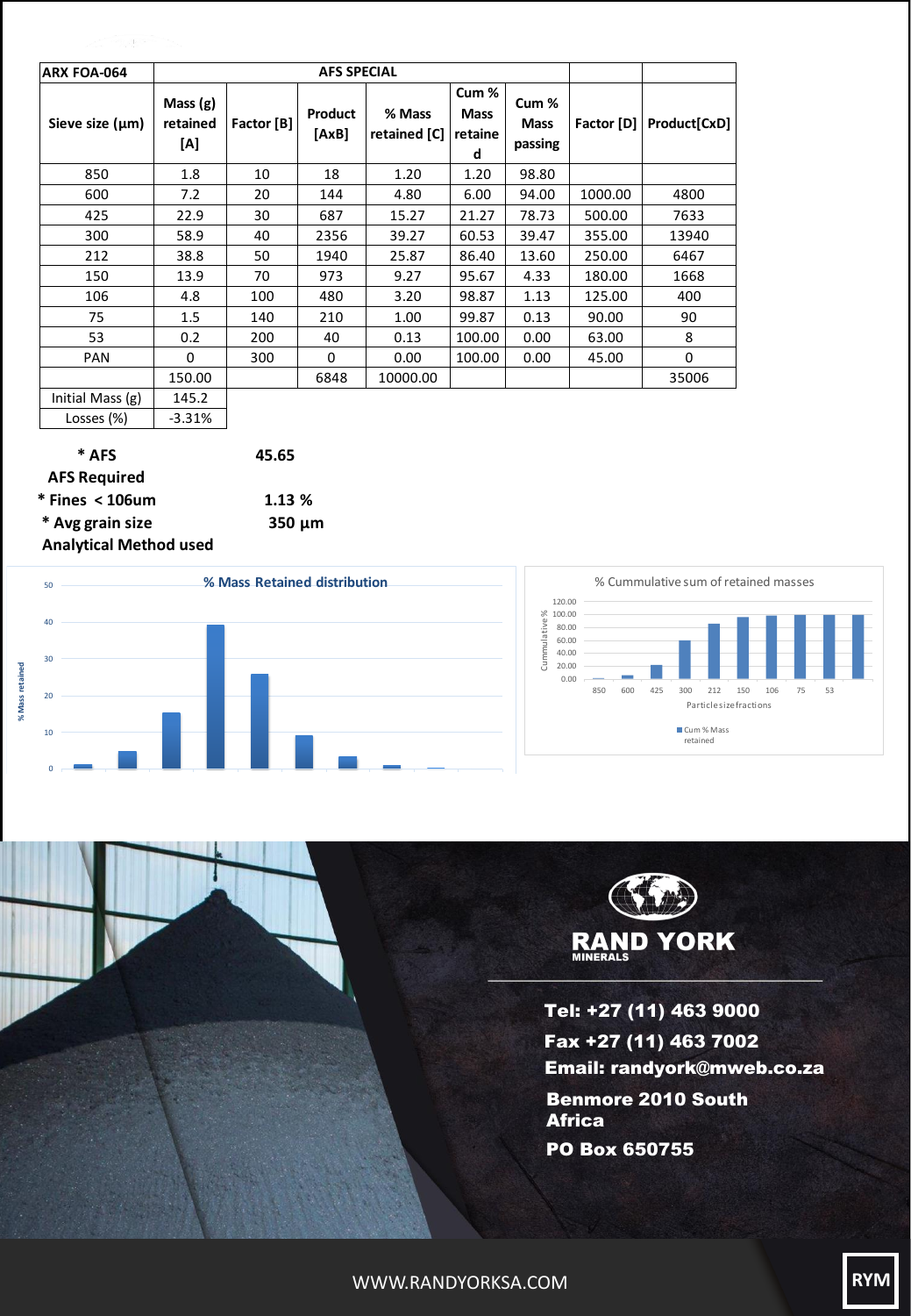| ARX FOA-064 | AFS SPECIAL | | | | | | | |
|---|---|---|---|---|---|---|---|---|
| Sieve size (µm) | Mass (g) retained [A] | Factor [B] | Product [AxB] | % Mass retained [C] | Cum % Mass retained | Cum % Mass passing | Factor [D] | Product[CxD] |
| 850 | 1.8 | 10 | 18 | 1.20 | 1.20 | 98.80 | | |
| 600 | 7.2 | 20 | 144 | 4.80 | 6.00 | 94.00 | 1000.00 | 4800 |
| 425 | 22.9 | 30 | 687 | 15.27 | 21.27 | 78.73 | 500.00 | 7633 |
| 300 | 58.9 | 40 | 2356 | 39.27 | 60.53 | 39.47 | 355.00 | 13940 |
| 212 | 38.8 | 50 | 1940 | 25.87 | 86.40 | 13.60 | 250.00 | 6467 |
| 150 | 13.9 | 70 | 973 | 9.27 | 95.67 | 4.33 | 180.00 | 1668 |
| 106 | 4.8 | 100 | 480 | 3.20 | 98.87 | 1.13 | 125.00 | 400 |
| 75 | 1.5 | 140 | 210 | 1.00 | 99.87 | 0.13 | 90.00 | 90 |
| 53 | 0.2 | 200 | 40 | 0.13 | 100.00 | 0.00 | 63.00 | 8 |
| PAN | 0 | 300 | 0 | 0.00 | 100.00 | 0.00 | 45.00 | 0 |
| | 150.00 | | 6848 | 10000.00 | | | | 35006 |
| Initial Mass (g) | 145.2 | | | | | | | |
| Losses (%) | -3.31% | | | | | | | |

**\* AFS** 45.65

**AFS Required**

**\* Fines < 106um** 1.13 %

**\* Avg grain size** 350 µm

**Analytical Method used**

% Mass Retained distribution

% Mass retained

0
10
20
30
40
50

% Cummulative sum of retained masses

Cummulative %

0.00
20.00
40.00
60.00
80.00
100.00
120.00

850 600 425 300 212 150 106 75 53

Particle size fractions

Cum % Mass retained

**RAND YORK MINERALS**

**Tel: +27 (11) 463 9000**

**Fax +27 (11) 463 7002**

**Email: randyork@mweb.co.za**

**Benmore 2010 South Africa**

**PO Box 650755**

WWW.RANDYORKSA.COM

RYM